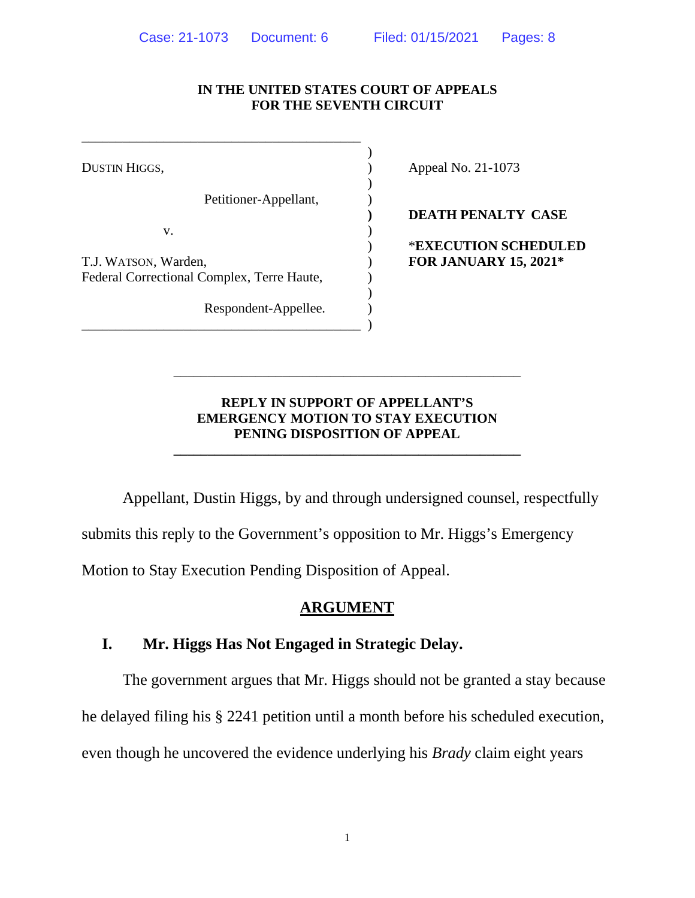IN THE UNITED STATES COURT OF APPEALS
FOR THE SEVENTH CIRCUIT

| | |
|---|---|
| DUSTIN HIGGS,<br><br>Petitioner-Appellant,<br><br>v.<br><br>T.J. WATSON, Warden,<br>Federal Correctional Complex, Terre Haute,<br><br>Respondent-Appellee. | Appeal No. 21-1073<br><br>**DEATH PENALTY CASE**<br><br>***EXECUTION SCHEDULED FOR JANUARY 15, 2021*** |

**REPLY IN SUPPORT OF APPELLANT'S EMERGENCY MOTION TO STAY EXECUTION PENING DISPOSITION OF APPEAL**

Appellant, Dustin Higgs, by and through undersigned counsel, respectfully submits this reply to the Government's opposition to Mr. Higgs's Emergency Motion to Stay Execution Pending Disposition of Appeal.

## ARGUMENT

### I. Mr. Higgs Has Not Engaged in Strategic Delay.

The government argues that Mr. Higgs should not be granted a stay because he delayed filing his § 2241 petition until a month before his scheduled execution, even though he uncovered the evidence underlying his *Brady* claim eight years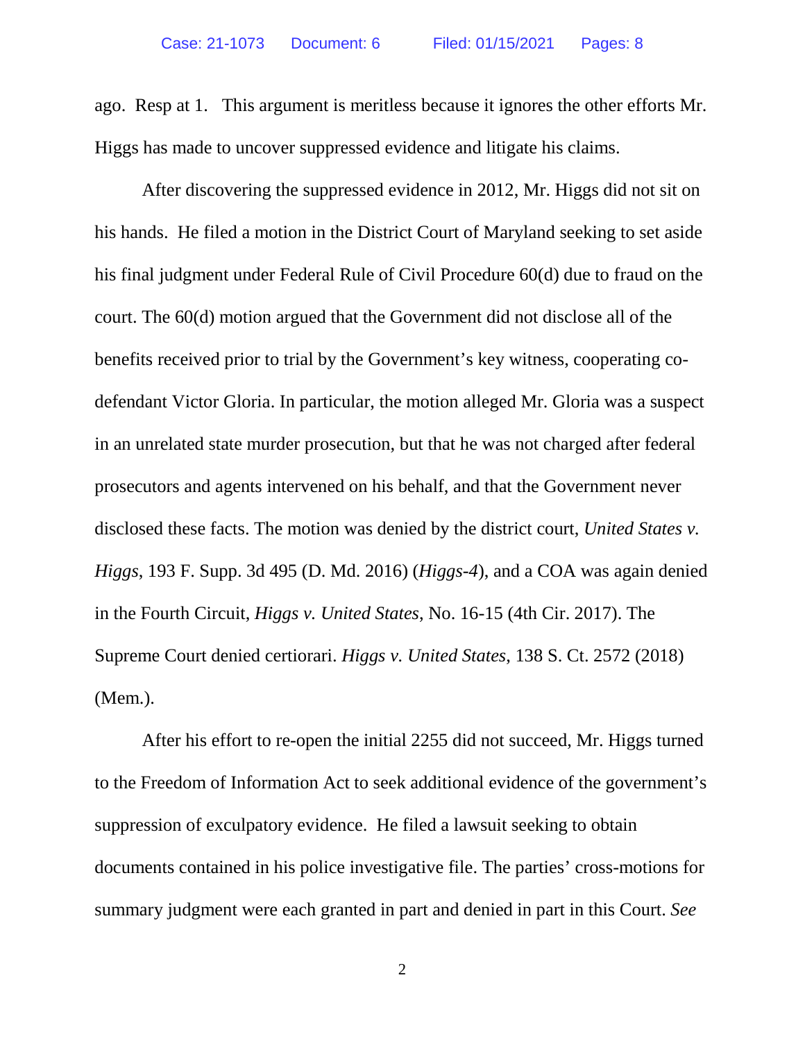ago. Resp at 1. This argument is meritless because it ignores the other efforts Mr. Higgs has made to uncover suppressed evidence and litigate his claims.

After discovering the suppressed evidence in 2012, Mr. Higgs did not sit on his hands. He filed a motion in the District Court of Maryland seeking to set aside his final judgment under Federal Rule of Civil Procedure 60(d) due to fraud on the court. The 60(d) motion argued that the Government did not disclose all of the benefits received prior to trial by the Government's key witness, cooperating co-defendant Victor Gloria. In particular, the motion alleged Mr. Gloria was a suspect in an unrelated state murder prosecution, but that he was not charged after federal prosecutors and agents intervened on his behalf, and that the Government never disclosed these facts. The motion was denied by the district court, *United States v. Higgs*, 193 F. Supp. 3d 495 (D. Md. 2016) (*Higgs-4*), and a COA was again denied in the Fourth Circuit, *Higgs v. United States*, No. 16-15 (4th Cir. 2017). The Supreme Court denied certiorari. *Higgs v. United States*, 138 S. Ct. 2572 (2018) (Mem.).

After his effort to re-open the initial 2255 did not succeed, Mr. Higgs turned to the Freedom of Information Act to seek additional evidence of the government's suppression of exculpatory evidence. He filed a lawsuit seeking to obtain documents contained in his police investigative file. The parties' cross-motions for summary judgment were each granted in part and denied in part in this Court. *See*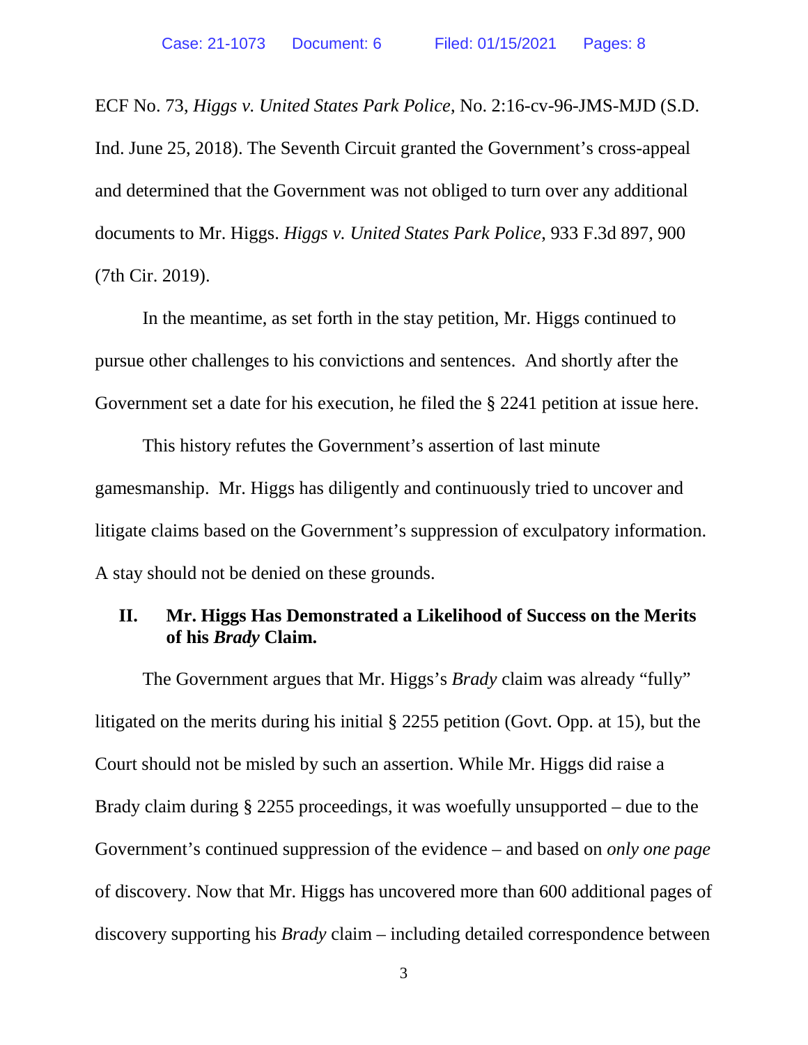ECF No. 73, *Higgs v. United States Park Police*, No. 2:16-cv-96-JMS-MJD (S.D. Ind. June 25, 2018). The Seventh Circuit granted the Government's cross-appeal and determined that the Government was not obliged to turn over any additional documents to Mr. Higgs. *Higgs v. United States Park Police*, 933 F.3d 897, 900 (7th Cir. 2019).

In the meantime, as set forth in the stay petition, Mr. Higgs continued to pursue other challenges to his convictions and sentences. And shortly after the Government set a date for his execution, he filed the § 2241 petition at issue here.

This history refutes the Government's assertion of last minute gamesmanship. Mr. Higgs has diligently and continuously tried to uncover and litigate claims based on the Government's suppression of exculpatory information. A stay should not be denied on these grounds.

## II. Mr. Higgs Has Demonstrated a Likelihood of Success on the Merits of his *Brady* Claim.

The Government argues that Mr. Higgs's *Brady* claim was already "fully" litigated on the merits during his initial § 2255 petition (Govt. Opp. at 15), but the Court should not be misled by such an assertion. While Mr. Higgs did raise a Brady claim during § 2255 proceedings, it was woefully unsupported – due to the Government's continued suppression of the evidence – and based on *only one page* of discovery. Now that Mr. Higgs has uncovered more than 600 additional pages of discovery supporting his *Brady* claim – including detailed correspondence between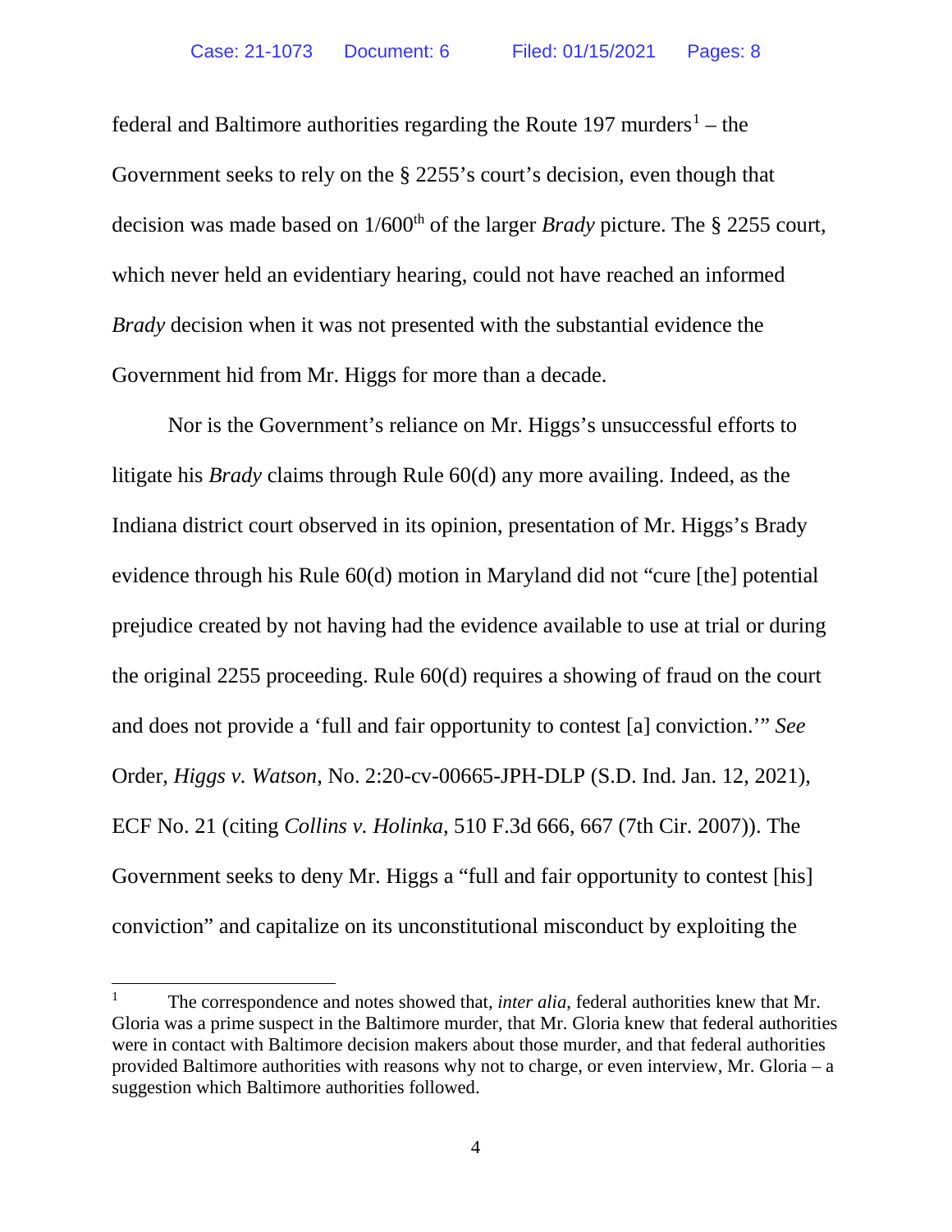federal and Baltimore authorities regarding the Route 197 murders[1] – the Government seeks to rely on the § 2255's court's decision, even though that decision was made based on 1/600th of the larger *Brady* picture. The § 2255 court, which never held an evidentiary hearing, could not have reached an informed *Brady* decision when it was not presented with the substantial evidence the Government hid from Mr. Higgs for more than a decade.

Nor is the Government's reliance on Mr. Higgs's unsuccessful efforts to litigate his *Brady* claims through Rule 60(d) any more availing. Indeed, as the Indiana district court observed in its opinion, presentation of Mr. Higgs's Brady evidence through his Rule 60(d) motion in Maryland did not "cure [the] potential prejudice created by not having had the evidence available to use at trial or during the original 2255 proceeding. Rule 60(d) requires a showing of fraud on the court and does not provide a 'full and fair opportunity to contest [a] conviction.'" *See* Order, *Higgs v. Watson*, No. 2:20-cv-00665-JPH-DLP (S.D. Ind. Jan. 12, 2021), ECF No. 21 (citing *Collins v. Holinka*, 510 F.3d 666, 667 (7th Cir. 2007)). The Government seeks to deny Mr. Higgs a "full and fair opportunity to contest [his] conviction" and capitalize on its unconstitutional misconduct by exploiting the

[1] The correspondence and notes showed that, *inter alia*, federal authorities knew that Mr. Gloria was a prime suspect in the Baltimore murder, that Mr. Gloria knew that federal authorities were in contact with Baltimore decision makers about those murder, and that federal authorities provided Baltimore authorities with reasons why not to charge, or even interview, Mr. Gloria – a suggestion which Baltimore authorities followed.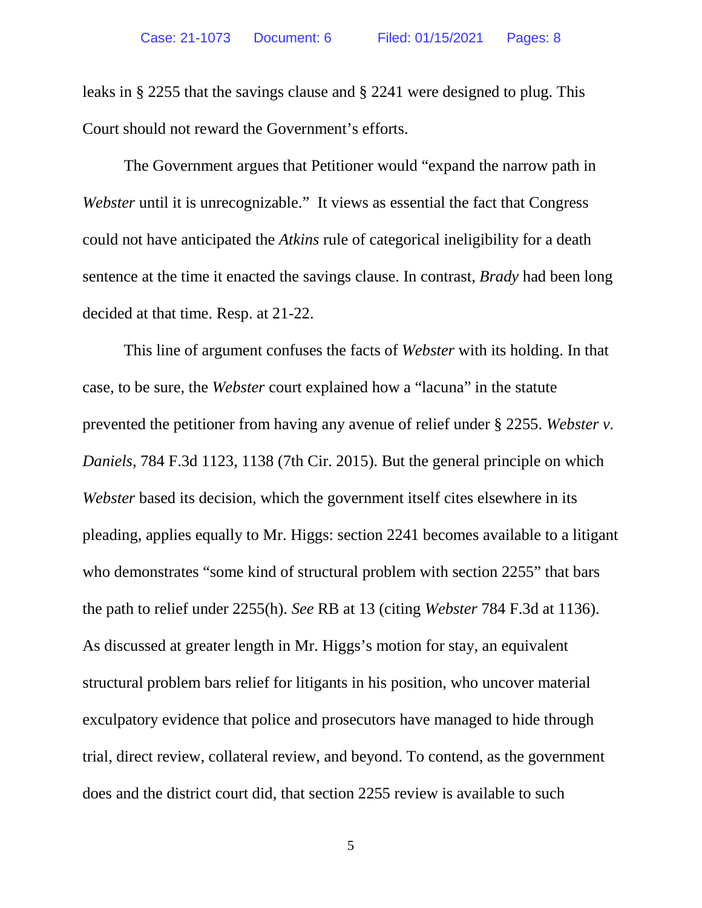leaks in § 2255 that the savings clause and § 2241 were designed to plug. This Court should not reward the Government's efforts.

The Government argues that Petitioner would "expand the narrow path in *Webster* until it is unrecognizable." It views as essential the fact that Congress could not have anticipated the *Atkins* rule of categorical ineligibility for a death sentence at the time it enacted the savings clause. In contrast, *Brady* had been long decided at that time. Resp. at 21-22.

This line of argument confuses the facts of *Webster* with its holding. In that case, to be sure, the *Webster* court explained how a "lacuna" in the statute prevented the petitioner from having any avenue of relief under § 2255. *Webster v. Daniels*, 784 F.3d 1123, 1138 (7th Cir. 2015). But the general principle on which *Webster* based its decision, which the government itself cites elsewhere in its pleading, applies equally to Mr. Higgs: section 2241 becomes available to a litigant who demonstrates "some kind of structural problem with section 2255" that bars the path to relief under 2255(h). *See* RB at 13 (citing *Webster* 784 F.3d at 1136). As discussed at greater length in Mr. Higgs's motion for stay, an equivalent structural problem bars relief for litigants in his position, who uncover material exculpatory evidence that police and prosecutors have managed to hide through trial, direct review, collateral review, and beyond. To contend, as the government does and the district court did, that section 2255 review is available to such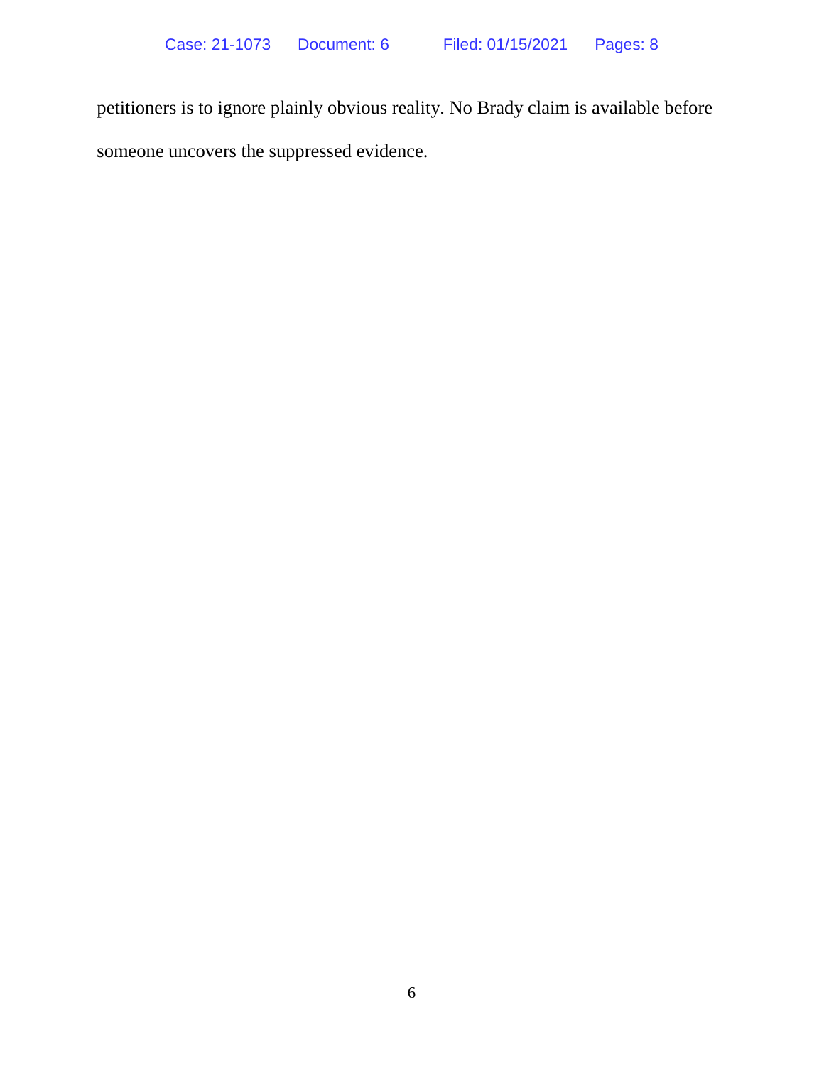petitioners is to ignore plainly obvious reality. No Brady claim is available before someone uncovers the suppressed evidence.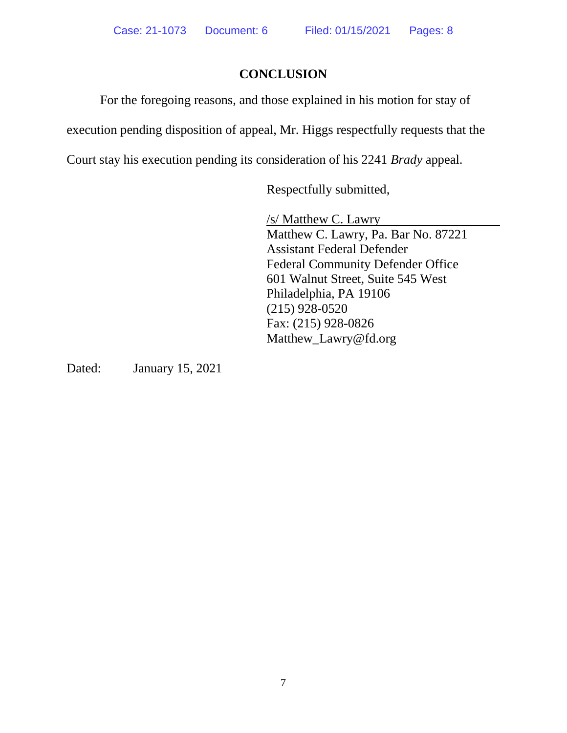## CONCLUSION

For the foregoing reasons, and those explained in his motion for stay of execution pending disposition of appeal, Mr. Higgs respectfully requests that the Court stay his execution pending its consideration of his 2241 *Brady* appeal.

Respectfully submitted,

/s/ Matthew C. Lawry
Matthew C. Lawry, Pa. Bar No. 87221
Assistant Federal Defender
Federal Community Defender Office
601 Walnut Street, Suite 545 West
Philadelphia, PA 19106
(215) 928-0520
Fax: (215) 928-0826
Matthew_Lawry@fd.org

Dated: January 15, 2021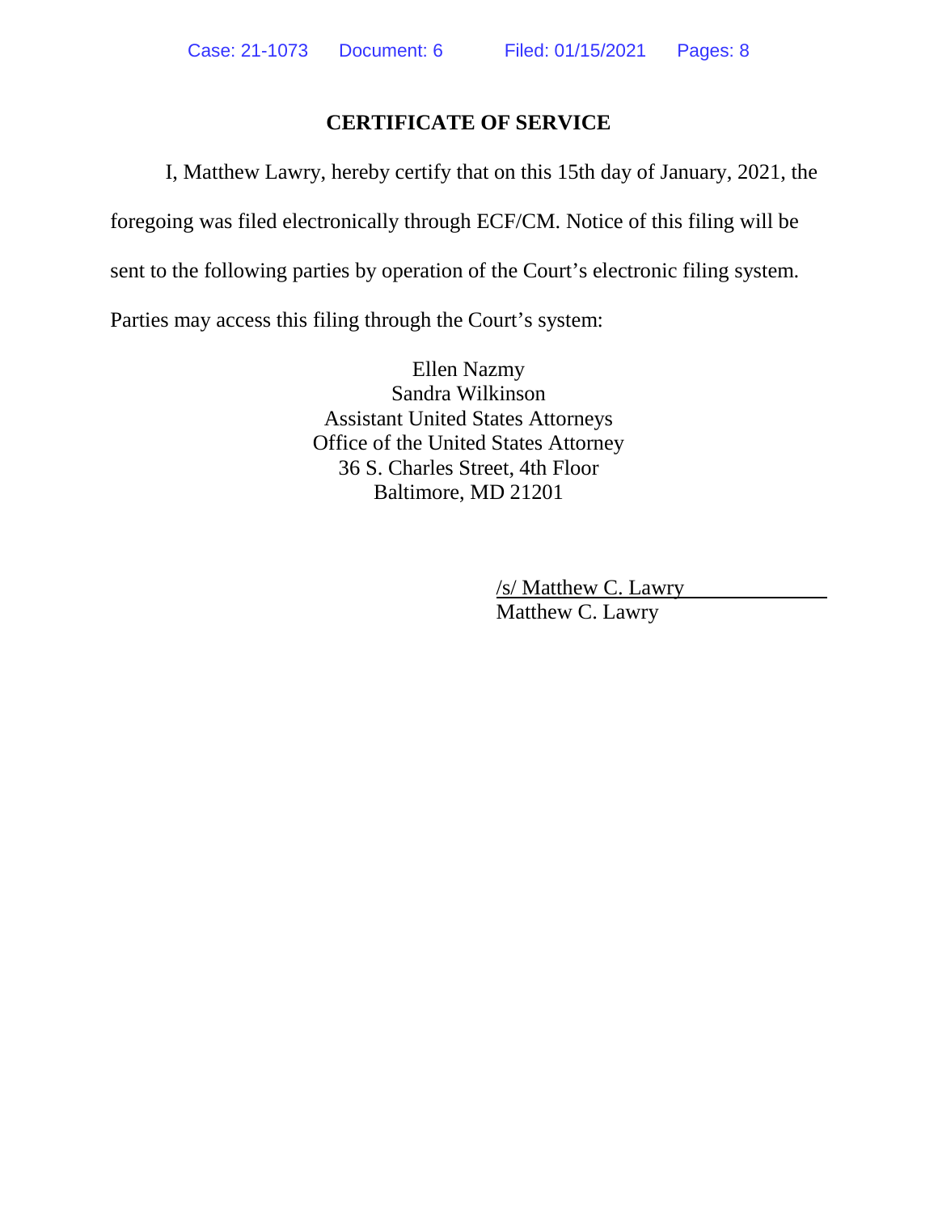## CERTIFICATE OF SERVICE

I, Matthew Lawry, hereby certify that on this 15th day of January, 2021, the foregoing was filed electronically through ECF/CM. Notice of this filing will be sent to the following parties by operation of the Court's electronic filing system. Parties may access this filing through the Court's system:

Ellen Nazmy
Sandra Wilkinson
Assistant United States Attorneys
Office of the United States Attorney
36 S. Charles Street, 4th Floor
Baltimore, MD 21201

/s/ Matthew C. Lawry
Matthew C. Lawry